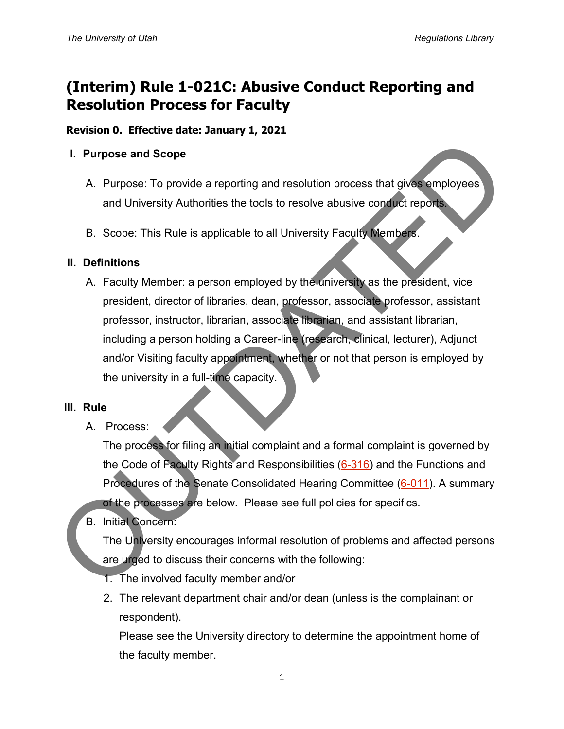# (Interim) Rule 1-021C: Abusive Conduct Reporting and Resolution Process for Faculty

**Revision 0. Effective date: January 1, 2021**

## I. Purpose and Scope

A. Purpose: To provide a reporting and resolution process that gives employees and University Authorities the tools to resolve abusive conduct reports.

B. Scope: This Rule is applicable to all University Faculty Members.

## II. Definitions

A. Faculty Member: a person employed by the university as the president, vice president, director of libraries, dean, professor, associate professor, assistant professor, instructor, librarian, associate librarian, and assistant librarian, including a person holding a Career-line (research, clinical, lecturer), Adjunct and/or Visiting faculty appointment, whether or not that person is employed by the university in a full-time capacity.

## III. Rule

A. Process:

The process for filing an initial complaint and a formal complaint is governed by the Code of Faculty Rights and Responsibilities (6-316) and the Functions and Procedures of the Senate Consolidated Hearing Committee (6-011). A summary of the processes are below. Please see full policies for specifics.

B. Initial Concern:

The University encourages informal resolution of problems and affected persons are urged to discuss their concerns with the following:

1. The involved faculty member and/or
2. The relevant department chair and/or dean (unless is the complainant or respondent).

   Please see the University directory to determine the appointment home of the faculty member.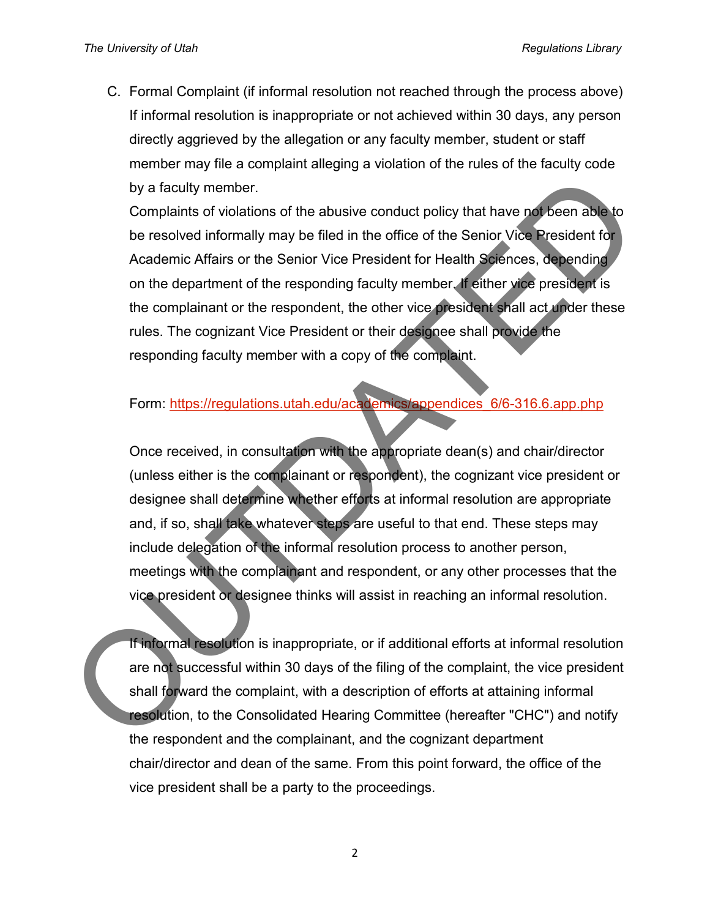C. Formal Complaint (if informal resolution not reached through the process above)

If informal resolution is inappropriate or not achieved within 30 days, any person directly aggrieved by the allegation or any faculty member, student or staff member may file a complaint alleging a violation of the rules of the faculty code by a faculty member.

Complaints of violations of the abusive conduct policy that have not been able to be resolved informally may be filed in the office of the Senior Vice President for Academic Affairs or the Senior Vice President for Health Sciences, depending on the department of the responding faculty member. If either vice president is the complainant or the respondent, the other vice president shall act under these rules. The cognizant Vice President or their designee shall provide the responding faculty member with a copy of the complaint.

Form: [https://regulations.utah.edu/academics/appendices_6/6-316.6.app.php](https://regulations.utah.edu/academics/appendices_6/6-316.6.app.php)

Once received, in consultation with the appropriate dean(s) and chair/director (unless either is the complainant or respondent), the cognizant vice president or designee shall determine whether efforts at informal resolution are appropriate and, if so, shall take whatever steps are useful to that end. These steps may include delegation of the informal resolution process to another person, meetings with the complainant and respondent, or any other processes that the vice president or designee thinks will assist in reaching an informal resolution.

If informal resolution is inappropriate, or if additional efforts at informal resolution are not successful within 30 days of the filing of the complaint, the vice president shall forward the complaint, with a description of efforts at attaining informal resolution, to the Consolidated Hearing Committee (hereafter "CHC") and notify the respondent and the complainant, and the cognizant department chair/director and dean of the same. From this point forward, the office of the vice president shall be a party to the proceedings.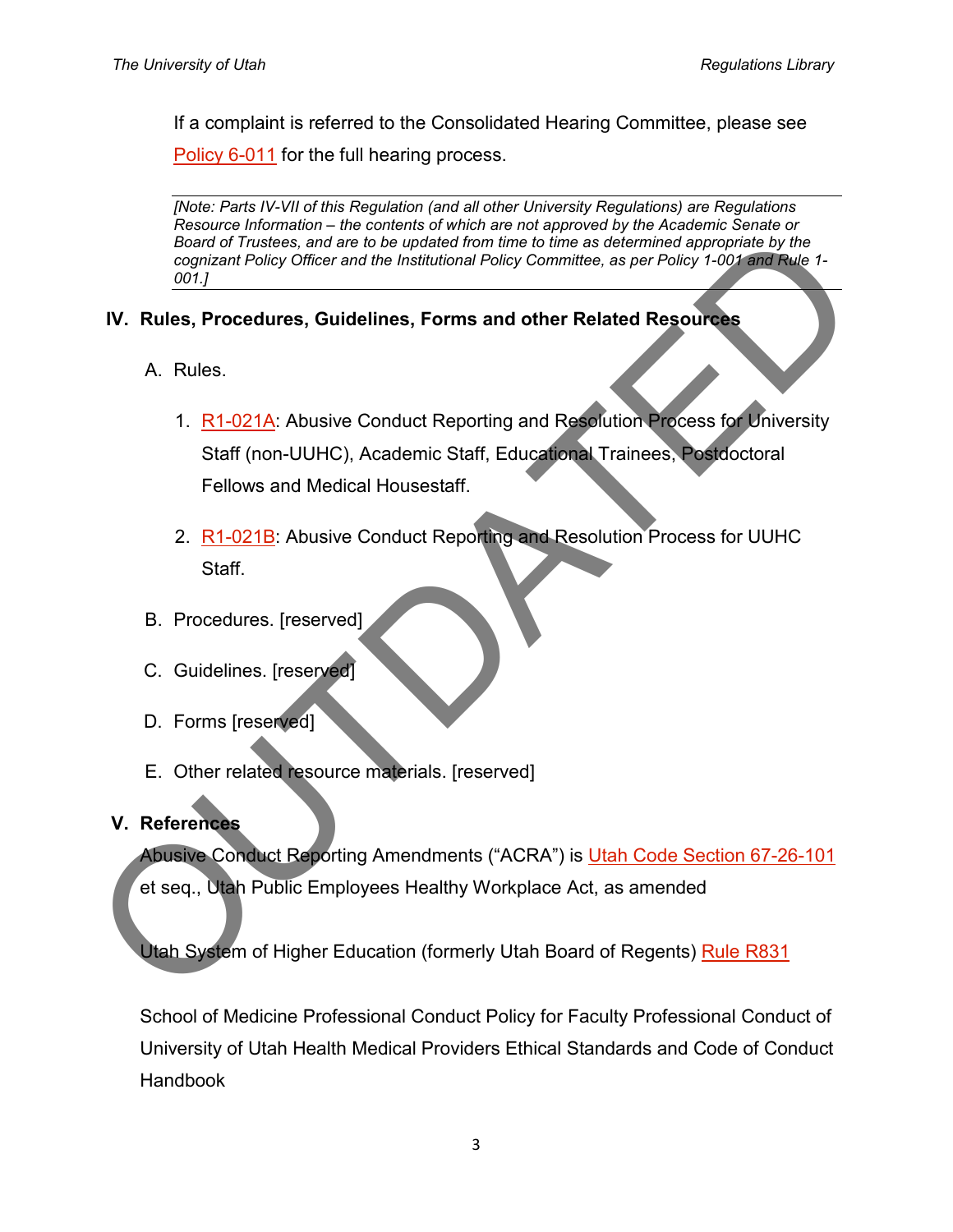If a complaint is referred to the Consolidated Hearing Committee, please see Policy 6-011 for the full hearing process.

---

*[Note: Parts IV-VII of this Regulation (and all other University Regulations) are Regulations Resource Information – the contents of which are not approved by the Academic Senate or Board of Trustees, and are to be updated from time to time as determined appropriate by the cognizant Policy Officer and the Institutional Policy Committee, as per Policy 1-001 and Rule 1-001.]*

---

## IV. Rules, Procedures, Guidelines, Forms and other Related Resources

A. Rules.

1. R1-021A: Abusive Conduct Reporting and Resolution Process for University Staff (non-UUHC), Academic Staff, Educational Trainees, Postdoctoral Fellows and Medical Housestaff.

2. R1-021B: Abusive Conduct Reporting and Resolution Process for UUHC Staff.

B. Procedures. [reserved]

C. Guidelines. [reserved]

D. Forms [reserved]

E. Other related resource materials. [reserved]

## V. References

Abusive Conduct Reporting Amendments ("ACRA") is Utah Code Section 67-26-101 et seq., Utah Public Employees Healthy Workplace Act, as amended

Utah System of Higher Education (formerly Utah Board of Regents) Rule R831

School of Medicine Professional Conduct Policy for Faculty Professional Conduct of University of Utah Health Medical Providers Ethical Standards and Code of Conduct Handbook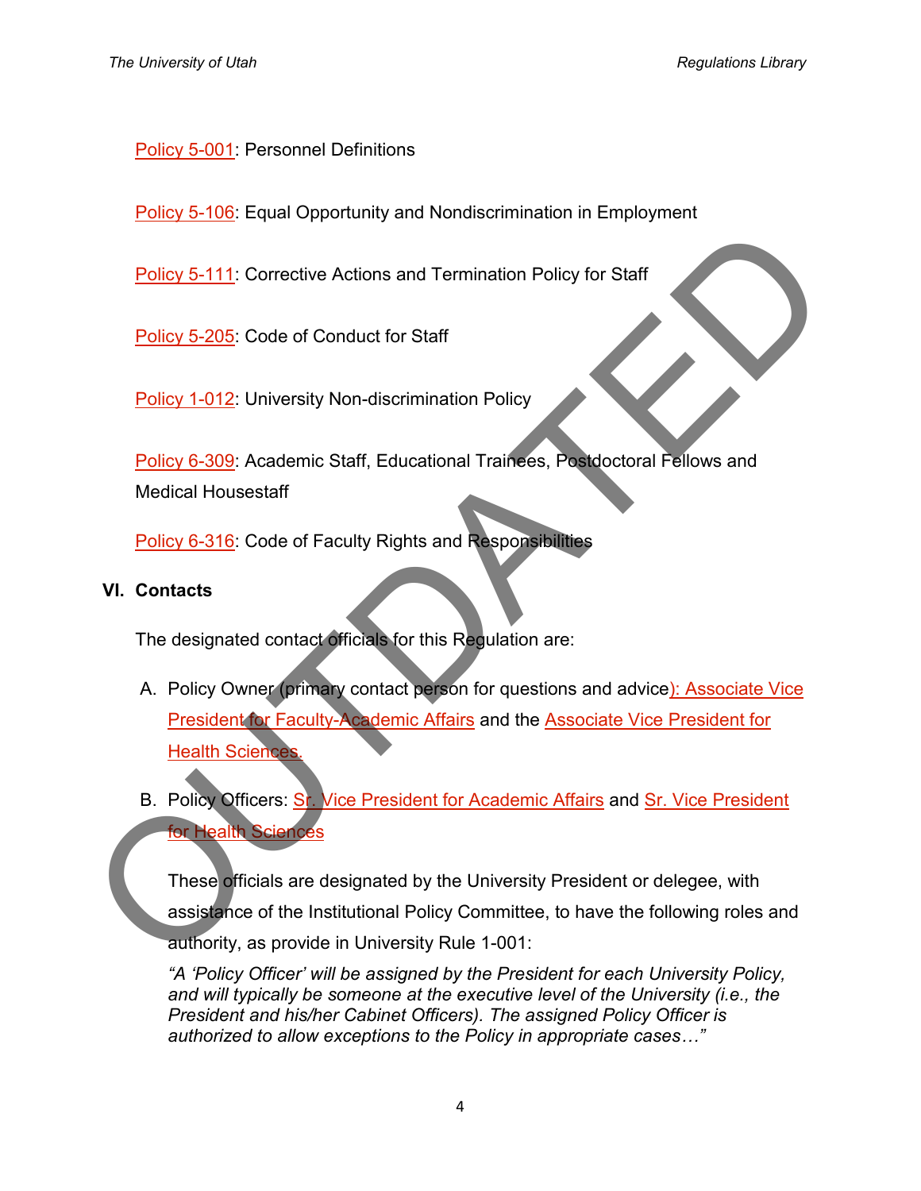Policy 5-001: Personnel Definitions

Policy 5-106: Equal Opportunity and Nondiscrimination in Employment

Policy 5-111: Corrective Actions and Termination Policy for Staff

Policy 5-205: Code of Conduct for Staff

Policy 1-012: University Non-discrimination Policy

Policy 6-309: Academic Staff, Educational Trainees, Postdoctoral Fellows and Medical Housestaff

Policy 6-316: Code of Faculty Rights and Responsibilities

## VI. Contacts

The designated contact officials for this Regulation are:

A. Policy Owner (primary contact person for questions and advice): Associate Vice President for Faculty-Academic Affairs and the Associate Vice President for Health Sciences.

B. Policy Officers: Sr. Vice President for Academic Affairs and Sr. Vice President for Health Sciences

These officials are designated by the University President or delegee, with assistance of the Institutional Policy Committee, to have the following roles and authority, as provide in University Rule 1-001:

*"A 'Policy Officer' will be assigned by the President for each University Policy, and will typically be someone at the executive level of the University (i.e., the President and his/her Cabinet Officers). The assigned Policy Officer is authorized to allow exceptions to the Policy in appropriate cases…"*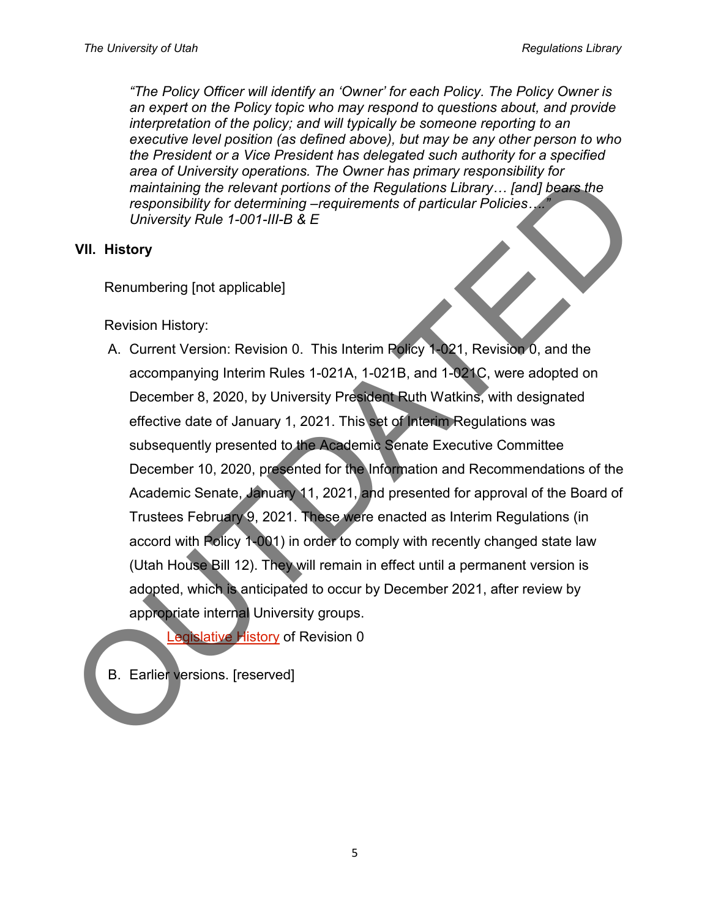*"The Policy Officer will identify an 'Owner' for each Policy. The Policy Owner is an expert on the Policy topic who may respond to questions about, and provide interpretation of the policy; and will typically be someone reporting to an executive level position (as defined above), but may be any other person to who the President or a Vice President has delegated such authority for a specified area of University operations. The Owner has primary responsibility for maintaining the relevant portions of the Regulations Library… [and] bears the responsibility for determining –requirements of particular Policies…." University Rule 1-001-III-B & E*

## VII. History

Renumbering [not applicable]

Revision History:

A. Current Version: Revision 0. This Interim Policy 1-021, Revision 0, and the accompanying Interim Rules 1-021A, 1-021B, and 1-021C, were adopted on December 8, 2020, by University President Ruth Watkins, with designated effective date of January 1, 2021. This set of Interim Regulations was subsequently presented to the Academic Senate Executive Committee December 10, 2020, presented for the Information and Recommendations of the Academic Senate, January 11, 2021, and presented for approval of the Board of Trustees February 9, 2021. These were enacted as Interim Regulations (in accord with Policy 1-001) in order to comply with recently changed state law (Utah House Bill 12). They will remain in effect until a permanent version is adopted, which is anticipated to occur by December 2021, after review by appropriate internal University groups.

   Legislative History of Revision 0

B. Earlier versions. [reserved]

OUTDATED